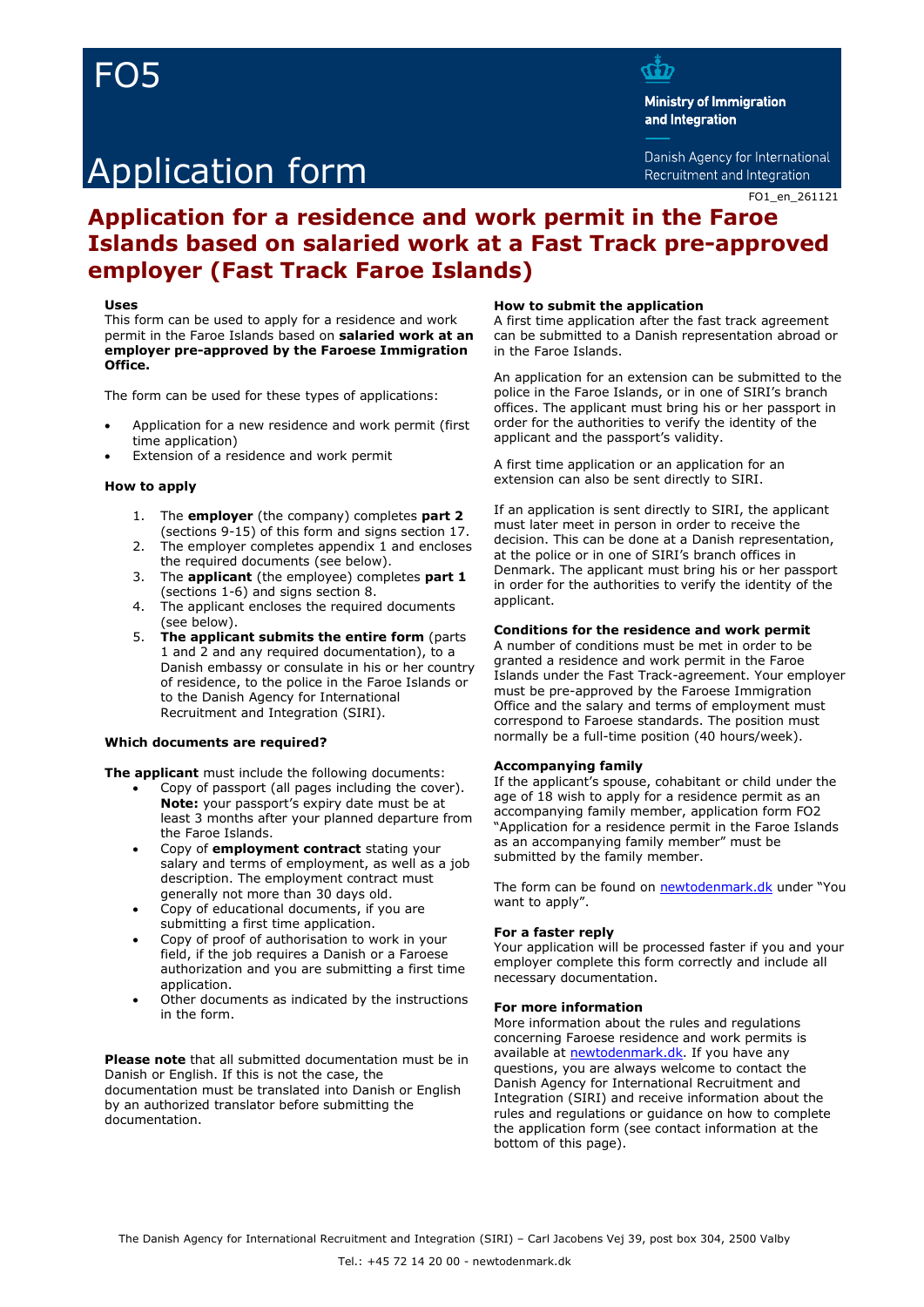# FO5

# Application form

**Ministry of Immigration and Integration**

Danish Agency for International Recruitment and Integration

FO1_en_261121

## Application for a residence and work permit in the Faroe Islands based on salaried work at a Fast Track pre-approved employer (Fast Track Faroe Islands)

### Uses

This form can be used to apply for a residence and work permit in the Faroe Islands based on **salaried work at an employer pre-approved by the Faroese Immigration Office.**

The form can be used for these types of applications:

- Application for a new residence and work permit (first time application)
- Extension of a residence and work permit

### How to apply

1. The **employer** (the company) completes **part 2** (sections 9-15) of this form and signs section 17.
2. The employer completes appendix 1 and encloses the required documents (see below).
3. The **applicant** (the employee) completes **part 1** (sections 1-6) and signs section 8.
4. The applicant encloses the required documents (see below).
5. **The applicant submits the entire form** (parts 1 and 2 and any required documentation), to a Danish embassy or consulate in his or her country of residence, to the police in the Faroe Islands or to the Danish Agency for International Recruitment and Integration (SIRI).

### Which documents are required?

**The applicant** must include the following documents:

- Copy of passport (all pages including the cover). **Note:** your passport's expiry date must be at least 3 months after your planned departure from the Faroe Islands.
- Copy of **employment contract** stating your salary and terms of employment, as well as a job description. The employment contract must generally not more than 30 days old.
- Copy of educational documents, if you are submitting a first time application.
- Copy of proof of authorisation to work in your field, if the job requires a Danish or a Faroese authorization and you are submitting a first time application.
- Other documents as indicated by the instructions in the form.

**Please note** that all submitted documentation must be in Danish or English. If this is not the case, the documentation must be translated into Danish or English by an authorized translator before submitting the documentation.

### How to submit the application

A first time application after the fast track agreement can be submitted to a Danish representation abroad or in the Faroe Islands.

An application for an extension can be submitted to the police in the Faroe Islands, or in one of SIRI's branch offices. The applicant must bring his or her passport in order for the authorities to verify the identity of the applicant and the passport's validity.

A first time application or an application for an extension can also be sent directly to SIRI.

If an application is sent directly to SIRI, the applicant must later meet in person in order to receive the decision. This can be done at a Danish representation, at the police or in one of SIRI's branch offices in Denmark. The applicant must bring his or her passport in order for the authorities to verify the identity of the applicant.

### Conditions for the residence and work permit

A number of conditions must be met in order to be granted a residence and work permit in the Faroe Islands under the Fast Track-agreement. Your employer must be pre-approved by the Faroese Immigration Office and the salary and terms of employment must correspond to Faroese standards. The position must normally be a full-time position (40 hours/week).

### Accompanying family

If the applicant's spouse, cohabitant or child under the age of 18 wish to apply for a residence permit as an accompanying family member, application form FO2 "Application for a residence permit in the Faroe Islands as an accompanying family member" must be submitted by the family member.

The form can be found on newtodenmark.dk under "You want to apply".

### For a faster reply

Your application will be processed faster if you and your employer complete this form correctly and include all necessary documentation.

### For more information

More information about the rules and regulations concerning Faroese residence and work permits is available at newtodenmark.dk. If you have any questions, you are always welcome to contact the Danish Agency for International Recruitment and Integration (SIRI) and receive information about the rules and regulations or guidance on how to complete the application form (see contact information at the bottom of this page).

The Danish Agency for International Recruitment and Integration (SIRI) – Carl Jacobens Vej 39, post box 304, 2500 Valby

Tel.: +45 72 14 20 00 - newtodenmark.dk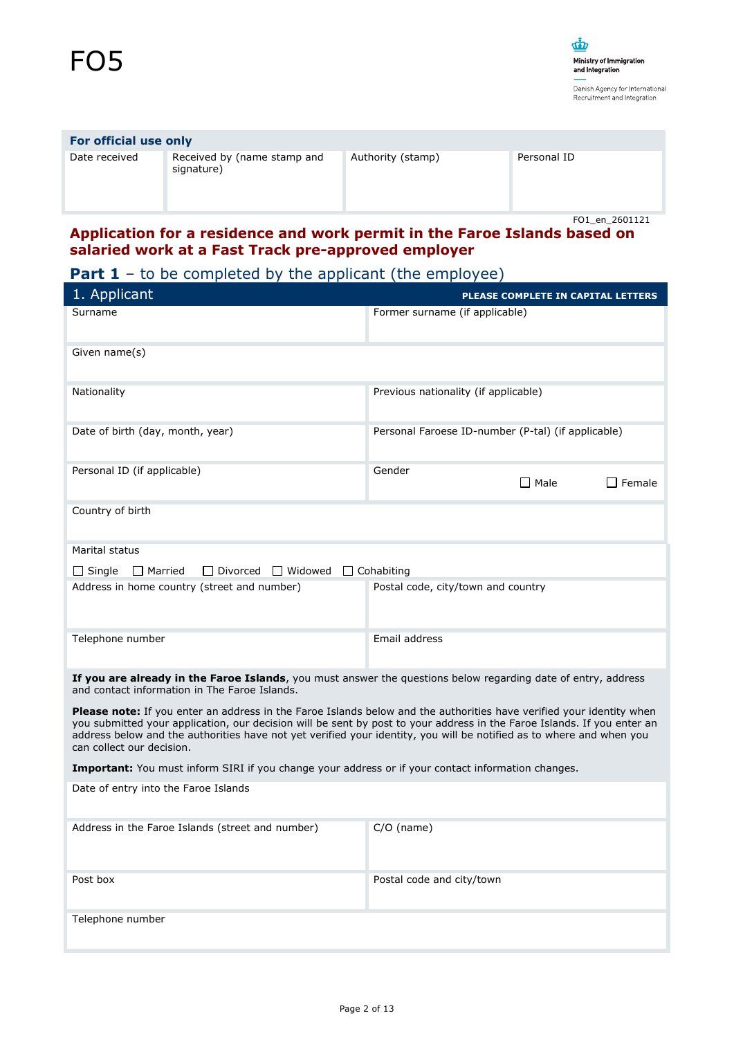FO5

Ministry of Immigration and Integration

Danish Agency for International Recruitment and Integration

| For official use only | | | |
|---|---|---|---|
| Date received | Received by (name stamp and signature) | Authority (stamp) | Personal ID |
| | | | |

FO1_en_2601121

## Application for a residence and work permit in the Faroe Islands based on salaried work at a Fast Track pre-approved employer

### **Part 1** – to be completed by the applicant (the employee)

#### 1. Applicant

**PLEASE COMPLETE IN CAPITAL LETTERS**

| | |
|---|---|
| Surname | Former surname (if applicable) |
| Given name(s) | |
| Nationality | Previous nationality (if applicable) |
| Date of birth (day, month, year) | Personal Faroese ID-number (P-tal) (if applicable) |
| Personal ID (if applicable) | Gender ☐ Male ☐ Female |
| Country of birth | |
| Marital status ☐ Single ☐ Married ☐ Divorced ☐ Widowed ☐ Cohabiting | |
| Address in home country (street and number) | Postal code, city/town and country |
| Telephone number | Email address |

**If you are already in the Faroe Islands**, you must answer the questions below regarding date of entry, address and contact information in The Faroe Islands.

**Please note:** If you enter an address in the Faroe Islands below and the authorities have verified your identity when you submitted your application, our decision will be sent by post to your address in the Faroe Islands. If you enter an address below and the authorities have not yet verified your identity, you will be notified as to where and when you can collect our decision.

**Important:** You must inform SIRI if you change your address or if your contact information changes.

| | |
|---|---|
| Date of entry into the Faroe Islands | |
| Address in the Faroe Islands (street and number) | C/O (name) |
| Post box | Postal code and city/town |
| Telephone number | |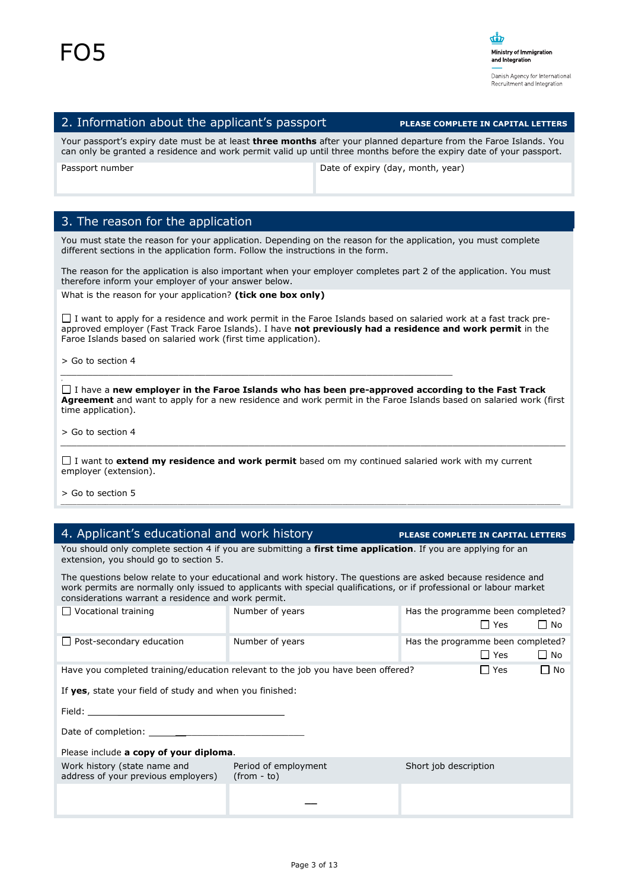FO5

Ministry of Immigration and Integration

Danish Agency for International Recruitment and Integration

## 2. Information about the applicant's passport

**PLEASE COMPLETE IN CAPITAL LETTERS**

Your passport's expiry date must be at least **three months** after your planned departure from the Faroe Islands. You can only be granted a residence and work permit valid up until three months before the expiry date of your passport.

| Passport number | Date of expiry (day, month, year) |
|---|---|
| | |

## 3. The reason for the application

You must state the reason for your application. Depending on the reason for the application, you must complete different sections in the application form. Follow the instructions in the form.

The reason for the application is also important when your employer completes part 2 of the application. You must therefore inform your employer of your answer below.

What is the reason for your application? **(tick one box only)**

☐ I want to apply for a residence and work permit in the Faroe Islands based on salaried work at a fast track pre-approved employer (Fast Track Faroe Islands). I have **not previously had a residence and work permit** in the Faroe Islands based on salaried work (first time application).

> Go to section 4

☐ I have a **new employer in the Faroe Islands who has been pre-approved according to the Fast Track Agreement** and want to apply for a new residence and work permit in the Faroe Islands based on salaried work (first time application).

> Go to section 4

☐ I want to **extend my residence and work permit** based om my continued salaried work with my current employer (extension).

> Go to section 5

## 4. Applicant's educational and work history

**PLEASE COMPLETE IN CAPITAL LETTERS**

You should only complete section 4 if you are submitting a **first time application**. If you are applying for an extension, you should go to section 5.

The questions below relate to your educational and work history. The questions are asked because residence and work permits are normally only issued to applicants with special qualifications, or if professional or labour market considerations warrant a residence and work permit.

| | | |
|---|---|---|
| ☐ Vocational training | Number of years | Has the programme been completed? ☐ Yes ☐ No |
| ☐ Post-secondary education | Number of years | Has the programme been completed? ☐ Yes ☐ No |

Have you completed training/education relevant to the job you have been offered? ☐ Yes ☐ No

If **yes**, state your field of study and when you finished:

Field: ______________________________________

Date of completion: ______________________________

Please include **a copy of your diploma**.

| Work history (state name and address of your previous employers) | Period of employment (from - to) | Short job description |
|---|---|---|
| | – | |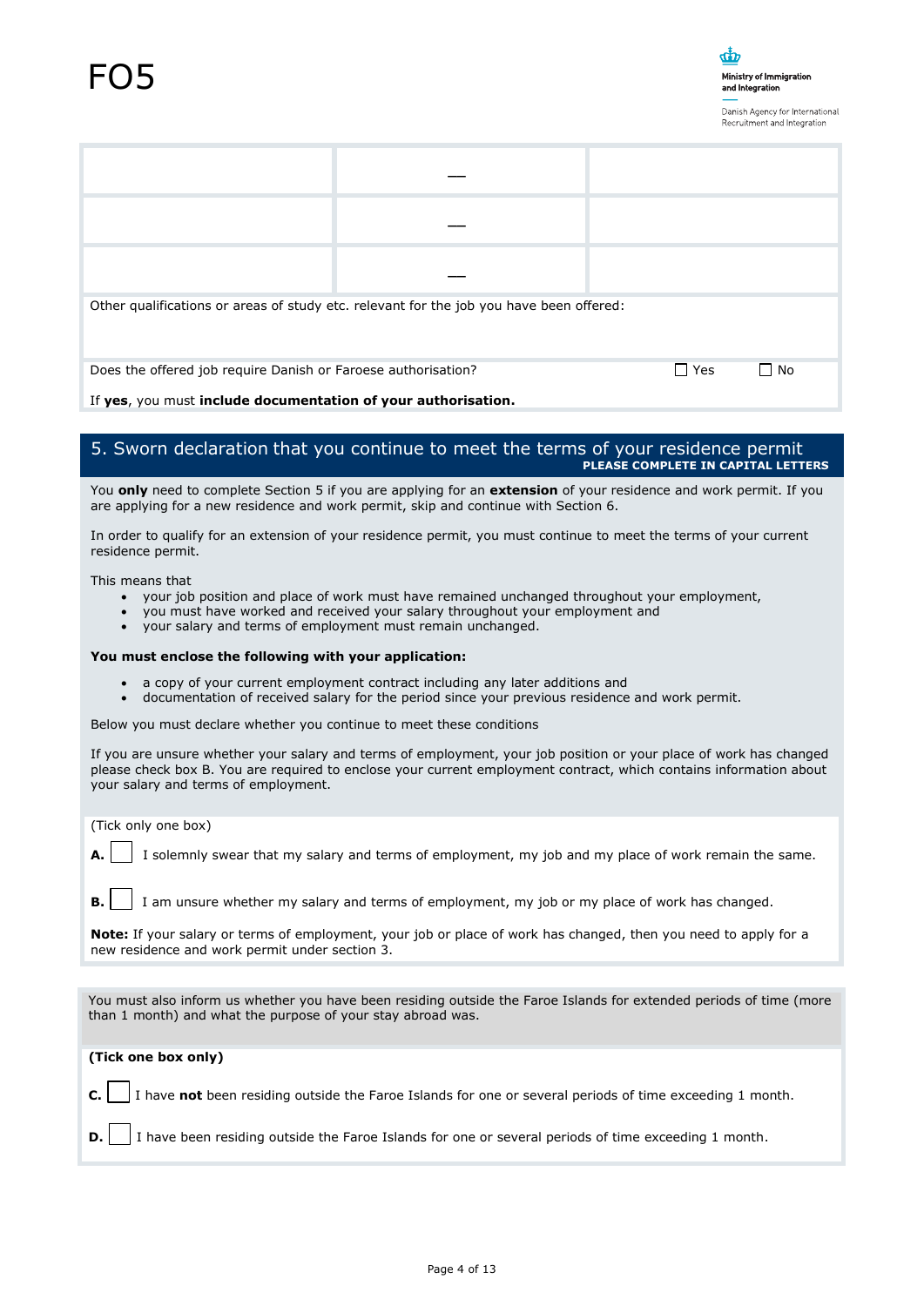FO5

Ministry of Immigration and Integration

Danish Agency for International Recruitment and Integration

| | | |
|---|---|---|
| | — | |
| | — | |
| | — | |

Other qualifications or areas of study etc. relevant for the job you have been offered:

Does the offered job require Danish or Faroese authorisation? ☐ Yes ☐ No

If **yes**, you must **include documentation of your authorisation.**

## 5. Sworn declaration that you continue to meet the terms of your residence permit

**PLEASE COMPLETE IN CAPITAL LETTERS**

You **only** need to complete Section 5 if you are applying for an **extension** of your residence and work permit. If you are applying for a new residence and work permit, skip and continue with Section 6.

In order to qualify for an extension of your residence permit, you must continue to meet the terms of your current residence permit.

This means that

- your job position and place of work must have remained unchanged throughout your employment,
- you must have worked and received your salary throughout your employment and
- your salary and terms of employment must remain unchanged.

**You must enclose the following with your application:**

- a copy of your current employment contract including any later additions and
- documentation of received salary for the period since your previous residence and work permit.

Below you must declare whether you continue to meet these conditions

If you are unsure whether your salary and terms of employment, your job position or your place of work has changed please check box B. You are required to enclose your current employment contract, which contains information about your salary and terms of employment.

(Tick only one box)

**A.** ☐ I solemnly swear that my salary and terms of employment, my job and my place of work remain the same.

**B.** ☐ I am unsure whether my salary and terms of employment, my job or my place of work has changed.

**Note:** If your salary or terms of employment, your job or place of work has changed, then you need to apply for a new residence and work permit under section 3.

You must also inform us whether you have been residing outside the Faroe Islands for extended periods of time (more than 1 month) and what the purpose of your stay abroad was.

**(Tick one box only)**

**C.** ☐ I have **not** been residing outside the Faroe Islands for one or several periods of time exceeding 1 month.

**D.** ☐ I have been residing outside the Faroe Islands for one or several periods of time exceeding 1 month.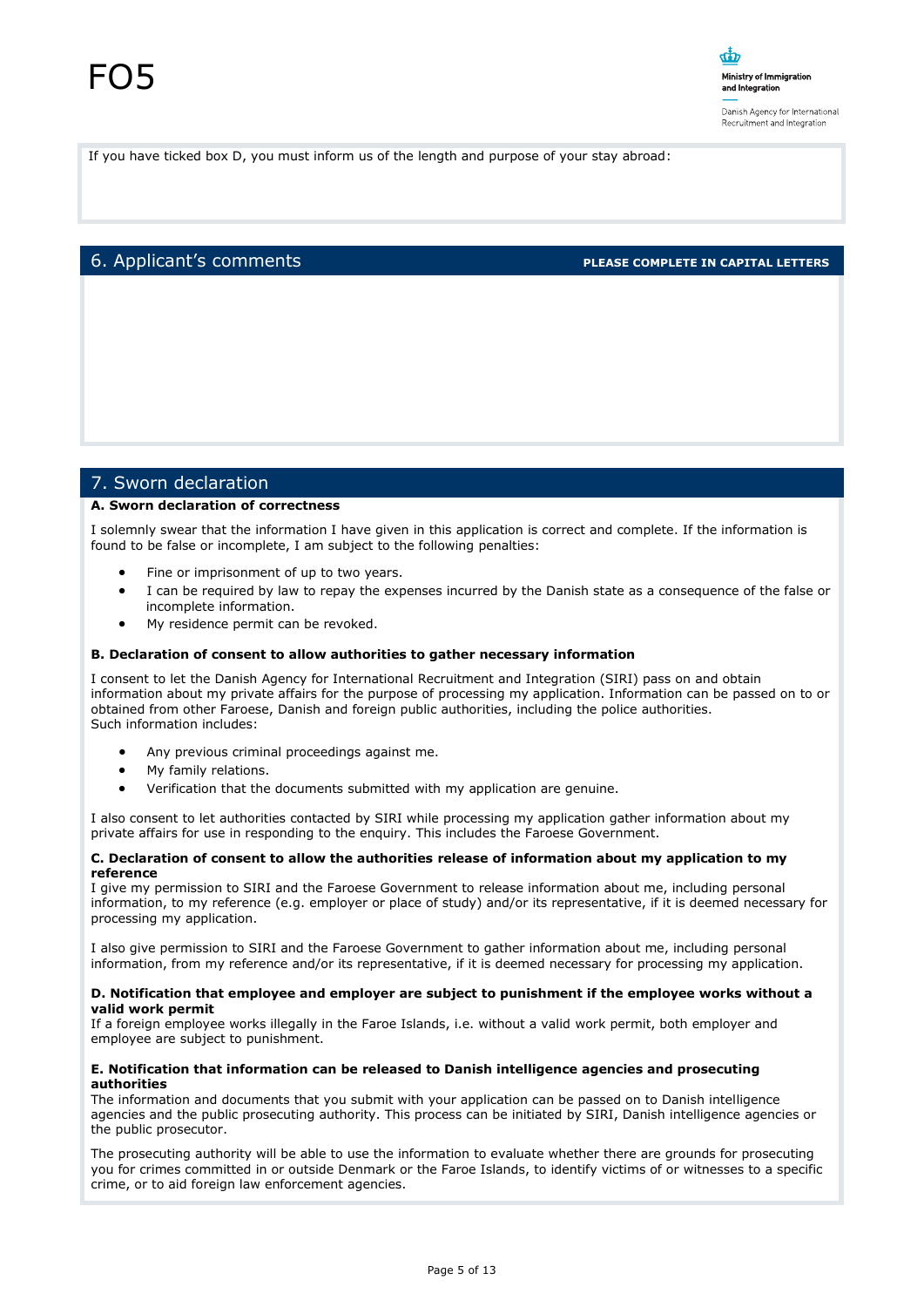If you have ticked box D, you must inform us of the length and purpose of your stay abroad:

## 6. Applicant's comments

**PLEASE COMPLETE IN CAPITAL LETTERS**

## 7. Sworn declaration

**A. Sworn declaration of correctness**

I solemnly swear that the information I have given in this application is correct and complete. If the information is found to be false or incomplete, I am subject to the following penalties:

- Fine or imprisonment of up to two years.
- I can be required by law to repay the expenses incurred by the Danish state as a consequence of the false or incomplete information.
- My residence permit can be revoked.

**B. Declaration of consent to allow authorities to gather necessary information**

I consent to let the Danish Agency for International Recruitment and Integration (SIRI) pass on and obtain information about my private affairs for the purpose of processing my application. Information can be passed on to or obtained from other Faroese, Danish and foreign public authorities, including the police authorities.
Such information includes:

- Any previous criminal proceedings against me.
- My family relations.
- Verification that the documents submitted with my application are genuine.

I also consent to let authorities contacted by SIRI while processing my application gather information about my private affairs for use in responding to the enquiry. This includes the Faroese Government.

**C. Declaration of consent to allow the authorities release of information about my application to my reference**

I give my permission to SIRI and the Faroese Government to release information about me, including personal information, to my reference (e.g. employer or place of study) and/or its representative, if it is deemed necessary for processing my application.

I also give permission to SIRI and the Faroese Government to gather information about me, including personal information, from my reference and/or its representative, if it is deemed necessary for processing my application.

**D. Notification that employee and employer are subject to punishment if the employee works without a valid work permit**

If a foreign employee works illegally in the Faroe Islands, i.e. without a valid work permit, both employer and employee are subject to punishment.

**E. Notification that information can be released to Danish intelligence agencies and prosecuting authorities**

The information and documents that you submit with your application can be passed on to Danish intelligence agencies and the public prosecuting authority. This process can be initiated by SIRI, Danish intelligence agencies or the public prosecutor.

The prosecuting authority will be able to use the information to evaluate whether there are grounds for prosecuting you for crimes committed in or outside Denmark or the Faroe Islands, to identify victims of or witnesses to a specific crime, or to aid foreign law enforcement agencies.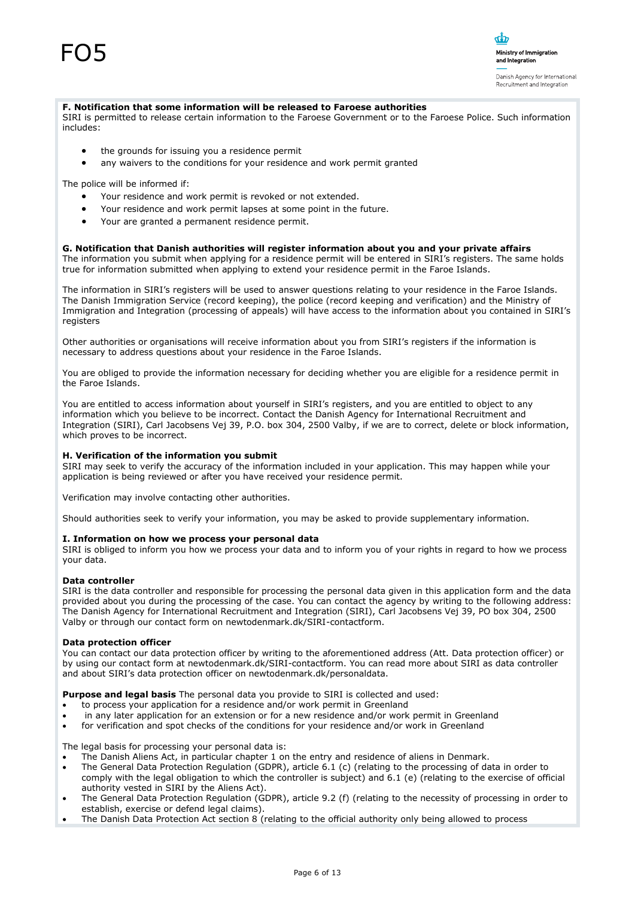### F. Notification that some information will be released to Faroese authorities

SIRI is permitted to release certain information to the Faroese Government or to the Faroese Police. Such information includes:

- the grounds for issuing you a residence permit
- any waivers to the conditions for your residence and work permit granted

The police will be informed if:

- Your residence and work permit is revoked or not extended.
- Your residence and work permit lapses at some point in the future.
- Your are granted a permanent residence permit.

### G. Notification that Danish authorities will register information about you and your private affairs

The information you submit when applying for a residence permit will be entered in SIRI's registers. The same holds true for information submitted when applying to extend your residence permit in the Faroe Islands.

The information in SIRI's registers will be used to answer questions relating to your residence in the Faroe Islands. The Danish Immigration Service (record keeping), the police (record keeping and verification) and the Ministry of Immigration and Integration (processing of appeals) will have access to the information about you contained in SIRI's registers

Other authorities or organisations will receive information about you from SIRI's registers if the information is necessary to address questions about your residence in the Faroe Islands.

You are obliged to provide the information necessary for deciding whether you are eligible for a residence permit in the Faroe Islands.

You are entitled to access information about yourself in SIRI's registers, and you are entitled to object to any information which you believe to be incorrect. Contact the Danish Agency for International Recruitment and Integration (SIRI), Carl Jacobsens Vej 39, P.O. box 304, 2500 Valby, if we are to correct, delete or block information, which proves to be incorrect.

### H. Verification of the information you submit

SIRI may seek to verify the accuracy of the information included in your application. This may happen while your application is being reviewed or after you have received your residence permit.

Verification may involve contacting other authorities.

Should authorities seek to verify your information, you may be asked to provide supplementary information.

### I. Information on how we process your personal data

SIRI is obliged to inform you how we process your data and to inform you of your rights in regard to how we process your data.

**Data controller**

SIRI is the data controller and responsible for processing the personal data given in this application form and the data provided about you during the processing of the case. You can contact the agency by writing to the following address: The Danish Agency for International Recruitment and Integration (SIRI), Carl Jacobsens Vej 39, PO box 304, 2500 Valby or through our contact form on newtodenmark.dk/SIRI-contactform.

**Data protection officer**

You can contact our data protection officer by writing to the aforementioned address (Att. Data protection officer) or by using our contact form at newtodenmark.dk/SIRI-contactform. You can read more about SIRI as data controller and about SIRI's data protection officer on newtodenmark.dk/personaldata.

**Purpose and legal basis** The personal data you provide to SIRI is collected and used:

- to process your application for a residence and/or work permit in Greenland
- in any later application for an extension or for a new residence and/or work permit in Greenland
- for verification and spot checks of the conditions for your residence and/or work in Greenland

The legal basis for processing your personal data is:

- The Danish Aliens Act, in particular chapter 1 on the entry and residence of aliens in Denmark.
- The General Data Protection Regulation (GDPR), article 6.1 (c) (relating to the processing of data in order to comply with the legal obligation to which the controller is subject) and 6.1 (e) (relating to the exercise of official authority vested in SIRI by the Aliens Act).
- The General Data Protection Regulation (GDPR), article 9.2 (f) (relating to the necessity of processing in order to establish, exercise or defend legal claims).
- The Danish Data Protection Act section 8 (relating to the official authority only being allowed to process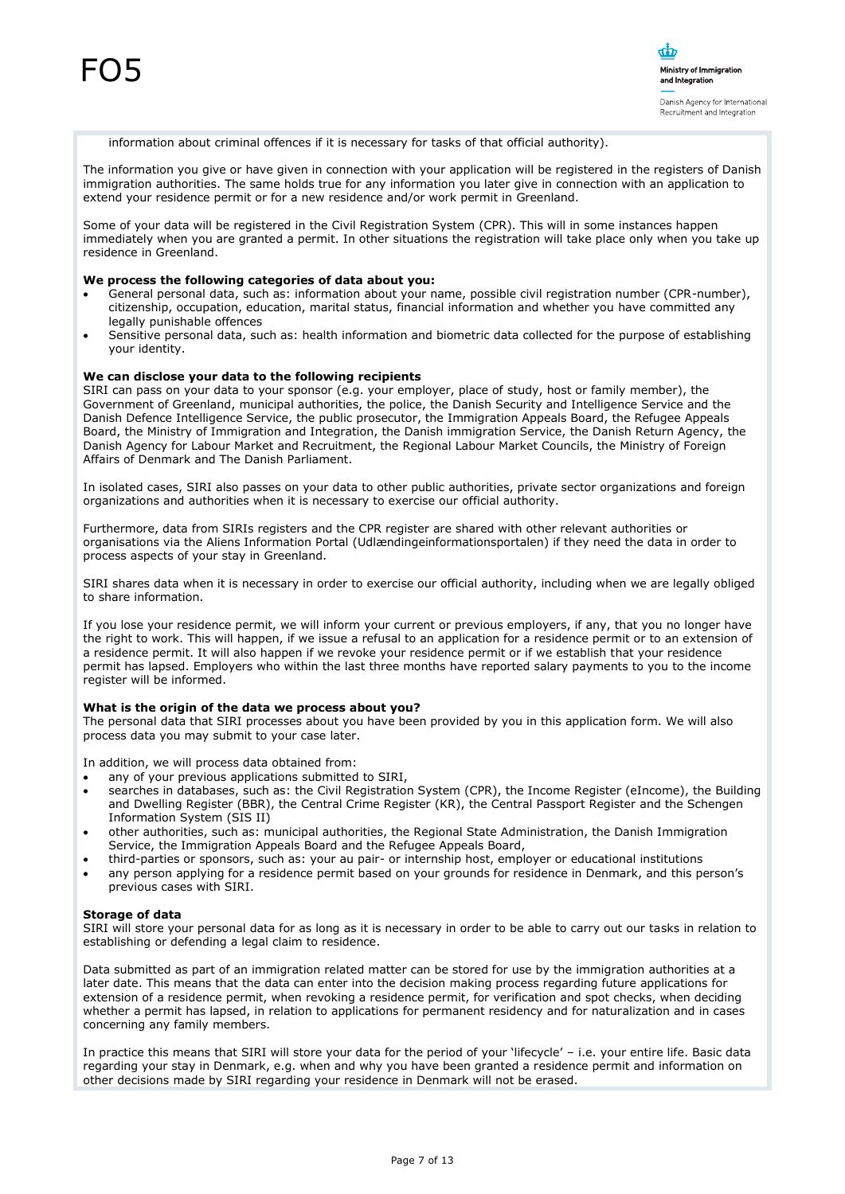information about criminal offences if it is necessary for tasks of that official authority).

The information you give or have given in connection with your application will be registered in the registers of Danish immigration authorities. The same holds true for any information you later give in connection with an application to extend your residence permit or for a new residence and/or work permit in Greenland.

Some of your data will be registered in the Civil Registration System (CPR). This will in some instances happen immediately when you are granted a permit. In other situations the registration will take place only when you take up residence in Greenland.

**We process the following categories of data about you:**

- General personal data, such as: information about your name, possible civil registration number (CPR-number), citizenship, occupation, education, marital status, financial information and whether you have committed any legally punishable offences
- Sensitive personal data, such as: health information and biometric data collected for the purpose of establishing your identity.

**We can disclose your data to the following recipients**

SIRI can pass on your data to your sponsor (e.g. your employer, place of study, host or family member), the Government of Greenland, municipal authorities, the police, the Danish Security and Intelligence Service and the Danish Defence Intelligence Service, the public prosecutor, the Immigration Appeals Board, the Refugee Appeals Board, the Ministry of Immigration and Integration, the Danish immigration Service, the Danish Return Agency, the Danish Agency for Labour Market and Recruitment, the Regional Labour Market Councils, the Ministry of Foreign Affairs of Denmark and The Danish Parliament.

In isolated cases, SIRI also passes on your data to other public authorities, private sector organizations and foreign organizations and authorities when it is necessary to exercise our official authority.

Furthermore, data from SIRIs registers and the CPR register are shared with other relevant authorities or organisations via the Aliens Information Portal (Udlændingeinformationsportalen) if they need the data in order to process aspects of your stay in Greenland.

SIRI shares data when it is necessary in order to exercise our official authority, including when we are legally obliged to share information.

If you lose your residence permit, we will inform your current or previous employers, if any, that you no longer have the right to work. This will happen, if we issue a refusal to an application for a residence permit or to an extension of a residence permit. It will also happen if we revoke your residence permit or if we establish that your residence permit has lapsed. Employers who within the last three months have reported salary payments to you to the income register will be informed.

**What is the origin of the data we process about you?**

The personal data that SIRI processes about you have been provided by you in this application form. We will also process data you may submit to your case later.

In addition, we will process data obtained from:

- any of your previous applications submitted to SIRI,
- searches in databases, such as: the Civil Registration System (CPR), the Income Register (eIncome), the Building and Dwelling Register (BBR), the Central Crime Register (KR), the Central Passport Register and the Schengen Information System (SIS II)
- other authorities, such as: municipal authorities, the Regional State Administration, the Danish Immigration Service, the Immigration Appeals Board and the Refugee Appeals Board,
- third-parties or sponsors, such as: your au pair- or internship host, employer or educational institutions
- any person applying for a residence permit based on your grounds for residence in Denmark, and this person's previous cases with SIRI.

**Storage of data**

SIRI will store your personal data for as long as it is necessary in order to be able to carry out our tasks in relation to establishing or defending a legal claim to residence.

Data submitted as part of an immigration related matter can be stored for use by the immigration authorities at a later date. This means that the data can enter into the decision making process regarding future applications for extension of a residence permit, when revoking a residence permit, for verification and spot checks, when deciding whether a permit has lapsed, in relation to applications for permanent residency and for naturalization and in cases concerning any family members.

In practice this means that SIRI will store your data for the period of your 'lifecycle' – i.e. your entire life. Basic data regarding your stay in Denmark, e.g. when and why you have been granted a residence permit and information on other decisions made by SIRI regarding your residence in Denmark will not be erased.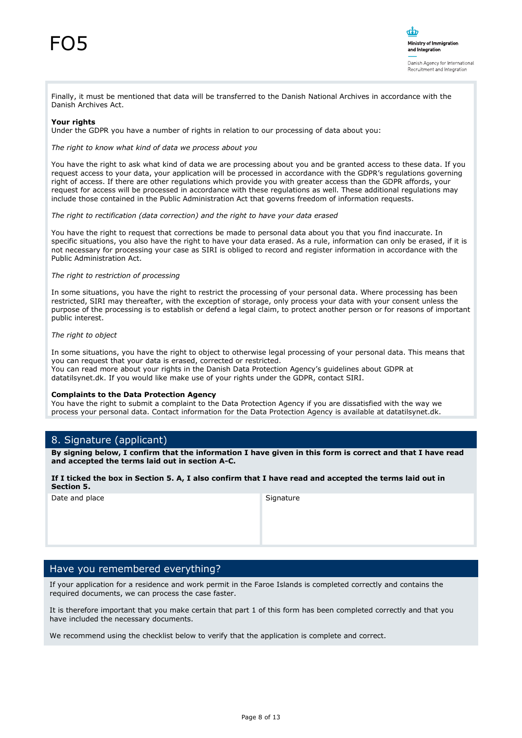Finally, it must be mentioned that data will be transferred to the Danish National Archives in accordance with the Danish Archives Act.

**Your rights**
Under the GDPR you have a number of rights in relation to our processing of data about you:

*The right to know what kind of data we process about you*

You have the right to ask what kind of data we are processing about you and be granted access to these data. If you request access to your data, your application will be processed in accordance with the GDPR's regulations governing right of access. If there are other regulations which provide you with greater access than the GDPR affords, your request for access will be processed in accordance with these regulations as well. These additional regulations may include those contained in the Public Administration Act that governs freedom of information requests.

*The right to rectification (data correction) and the right to have your data erased*

You have the right to request that corrections be made to personal data about you that you find inaccurate. In specific situations, you also have the right to have your data erased. As a rule, information can only be erased, if it is not necessary for processing your case as SIRI is obliged to record and register information in accordance with the Public Administration Act.

*The right to restriction of processing*

In some situations, you have the right to restrict the processing of your personal data. Where processing has been restricted, SIRI may thereafter, with the exception of storage, only process your data with your consent unless the purpose of the processing is to establish or defend a legal claim, to protect another person or for reasons of important public interest.

*The right to object*

In some situations, you have the right to object to otherwise legal processing of your personal data. This means that you can request that your data is erased, corrected or restricted.
You can read more about your rights in the Danish Data Protection Agency's guidelines about GDPR at datatilsynet.dk. If you would like make use of your rights under the GDPR, contact SIRI.

**Complaints to the Data Protection Agency**
You have the right to submit a complaint to the Data Protection Agency if you are dissatisfied with the way we process your personal data. Contact information for the Data Protection Agency is available at datatilsynet.dk.

## 8. Signature (applicant)

**By signing below, I confirm that the information I have given in this form is correct and that I have read and accepted the terms laid out in section A-C.**

**If I ticked the box in Section 5. A, I also confirm that I have read and accepted the terms laid out in Section 5.**

| Date and place | Signature |
| --- | --- |
| | |

## Have you remembered everything?

If your application for a residence and work permit in the Faroe Islands is completed correctly and contains the required documents, we can process the case faster.

It is therefore important that you make certain that part 1 of this form has been completed correctly and that you have included the necessary documents.

We recommend using the checklist below to verify that the application is complete and correct.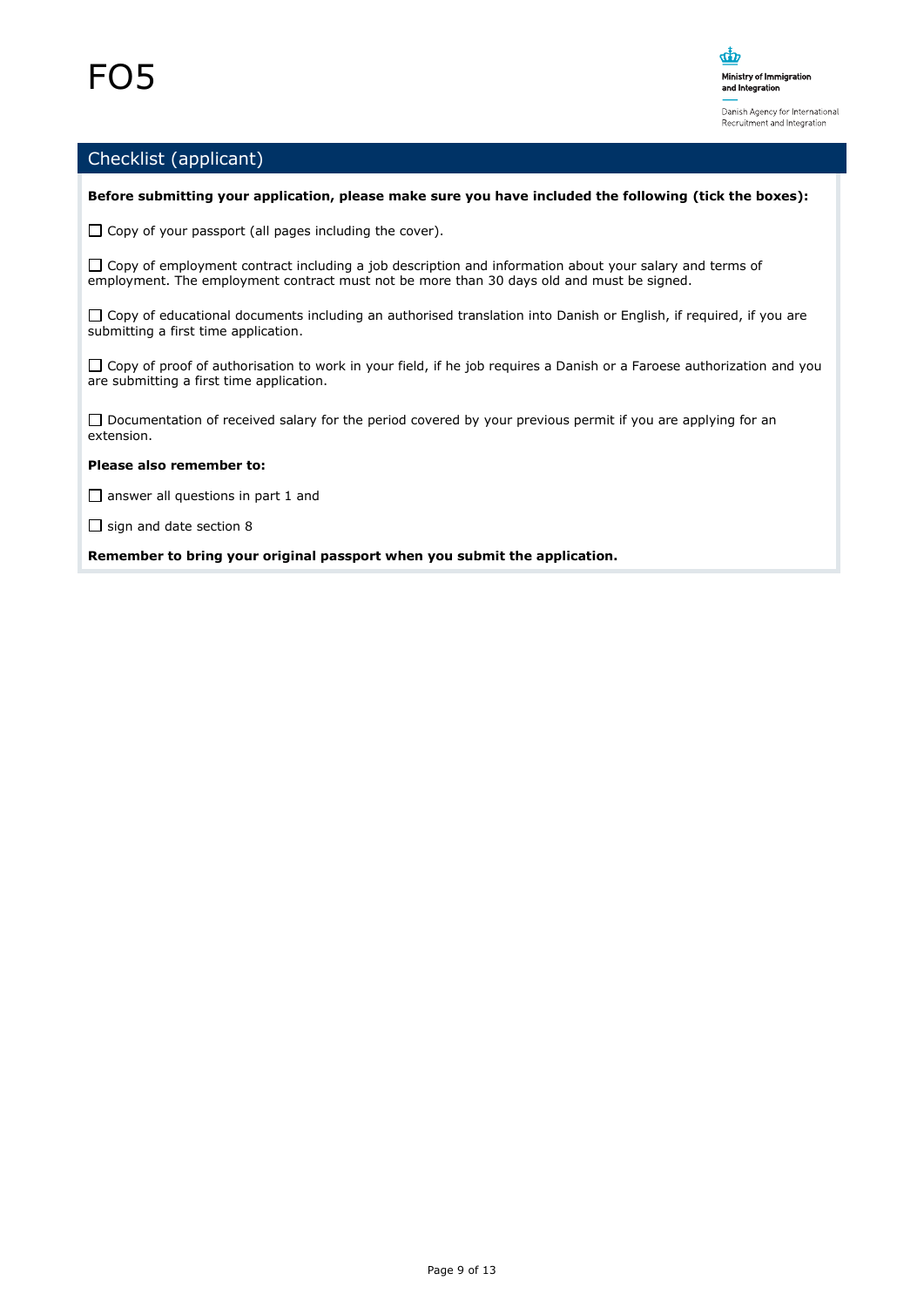# FO5

Ministry of Immigration and Integration

Danish Agency for International Recruitment and Integration

## Checklist (applicant)

**Before submitting your application, please make sure you have included the following (tick the boxes):**

☐ Copy of your passport (all pages including the cover).

☐ Copy of employment contract including a job description and information about your salary and terms of employment. The employment contract must not be more than 30 days old and must be signed.

☐ Copy of educational documents including an authorised translation into Danish or English, if required, if you are submitting a first time application.

☐ Copy of proof of authorisation to work in your field, if he job requires a Danish or a Faroese authorization and you are submitting a first time application.

☐ Documentation of received salary for the period covered by your previous permit if you are applying for an extension.

**Please also remember to:**

☐ answer all questions in part 1 and

☐ sign and date section 8

**Remember to bring your original passport when you submit the application.**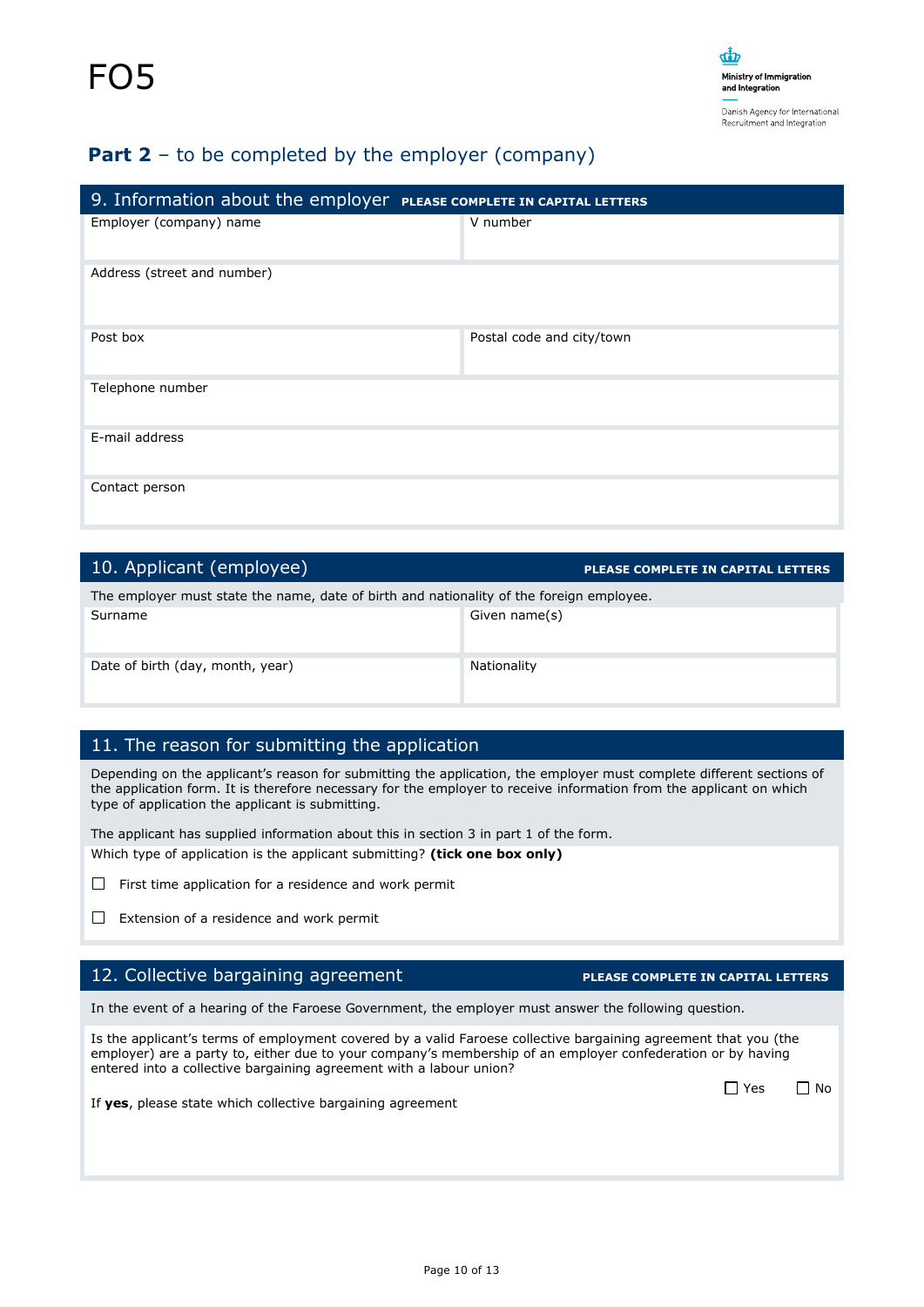FO5

Ministry of Immigration and Integration

Danish Agency for International Recruitment and Integration

## Part 2 – to be completed by the employer (company)

### 9. Information about the employer PLEASE COMPLETE IN CAPITAL LETTERS

| Employer (company) name | V number |
|---|---|
| Address (street and number) | |
| Post box | Postal code and city/town |
| Telephone number | |
| E-mail address | |
| Contact person | |

### 10. Applicant (employee) PLEASE COMPLETE IN CAPITAL LETTERS

The employer must state the name, date of birth and nationality of the foreign employee.

| Surname | Given name(s) |
|---|---|
| Date of birth (day, month, year) | Nationality |

### 11. The reason for submitting the application

Depending on the applicant's reason for submitting the application, the employer must complete different sections of the application form. It is therefore necessary for the employer to receive information from the applicant on which type of application the applicant is submitting.

The applicant has supplied information about this in section 3 in part 1 of the form.

Which type of application is the applicant submitting? **(tick one box only)**

☐ First time application for a residence and work permit

☐ Extension of a residence and work permit

### 12. Collective bargaining agreement PLEASE COMPLETE IN CAPITAL LETTERS

In the event of a hearing of the Faroese Government, the employer must answer the following question.

Is the applicant's terms of employment covered by a valid Faroese collective bargaining agreement that you (the employer) are a party to, either due to your company's membership of an employer confederation or by having entered into a collective bargaining agreement with a labour union?

☐ Yes ☐ No

If **yes**, please state which collective bargaining agreement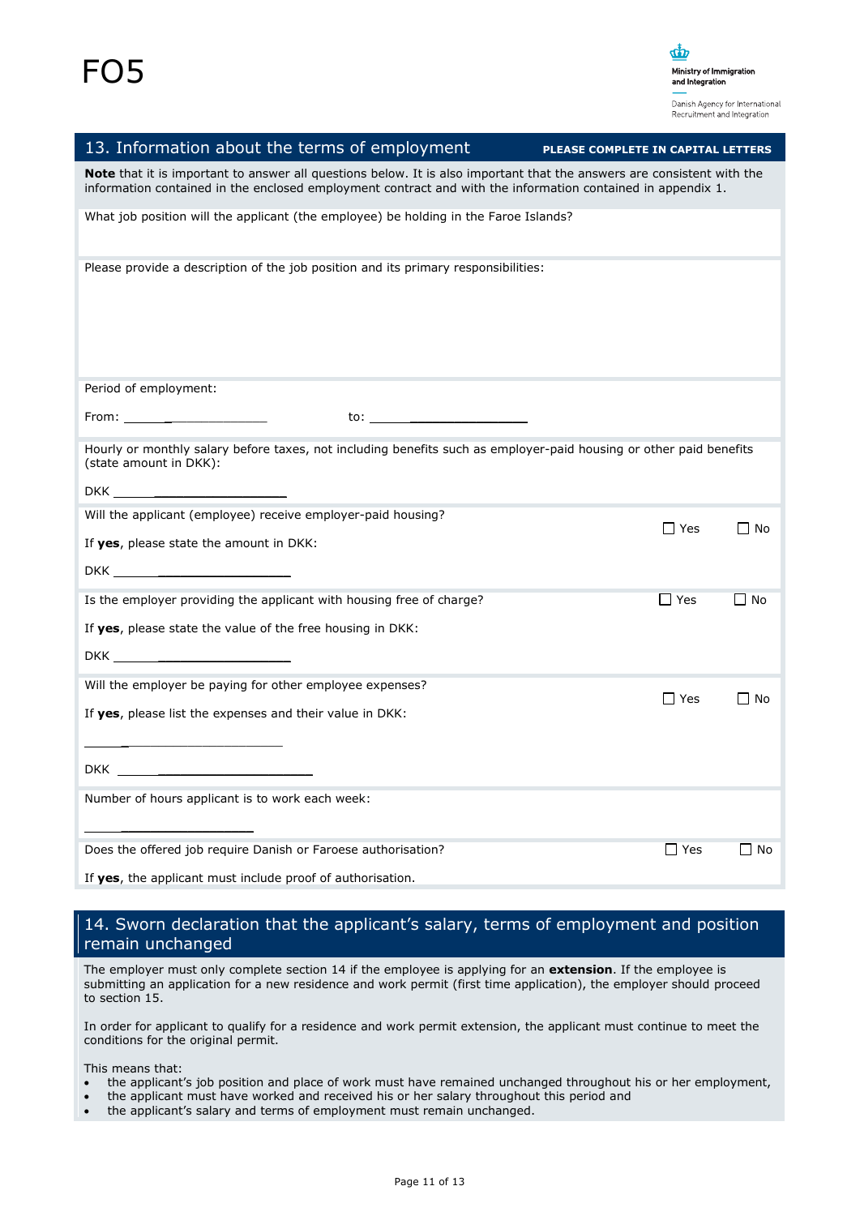FO5

Ministry of Immigration and Integration

Danish Agency for International Recruitment and Integration

## 13. Information about the terms of employment

**PLEASE COMPLETE IN CAPITAL LETTERS**

**Note** that it is important to answer all questions below. It is also important that the answers are consistent with the information contained in the enclosed employment contract and with the information contained in appendix 1.

What job position will the applicant (the employee) be holding in the Faroe Islands?

Please provide a description of the job position and its primary responsibilities:

Period of employment:

From: ____________________ to: ____________________

Hourly or monthly salary before taxes, not including benefits such as employer-paid housing or other paid benefits (state amount in DKK):

DKK ____________________

Will the applicant (employee) receive employer-paid housing? ☐ Yes ☐ No

If **yes**, please state the amount in DKK:

DKK ____________________

Is the employer providing the applicant with housing free of charge? ☐ Yes ☐ No

If **yes**, please state the value of the free housing in DKK:

DKK ____________________

Will the employer be paying for other employee expenses? ☐ Yes ☐ No

If **yes**, please list the expenses and their value in DKK:

____________________

DKK ____________________

Number of hours applicant is to work each week:

____________________

Does the offered job require Danish or Faroese authorisation? ☐ Yes ☐ No

If **yes**, the applicant must include proof of authorisation.

## 14. Sworn declaration that the applicant's salary, terms of employment and position remain unchanged

The employer must only complete section 14 if the employee is applying for an **extension**. If the employee is submitting an application for a new residence and work permit (first time application), the employer should proceed to section 15.

In order for applicant to qualify for a residence and work permit extension, the applicant must continue to meet the conditions for the original permit.

This means that:

- the applicant's job position and place of work must have remained unchanged throughout his or her employment,
- the applicant must have worked and received his or her salary throughout this period and
- the applicant's salary and terms of employment must remain unchanged.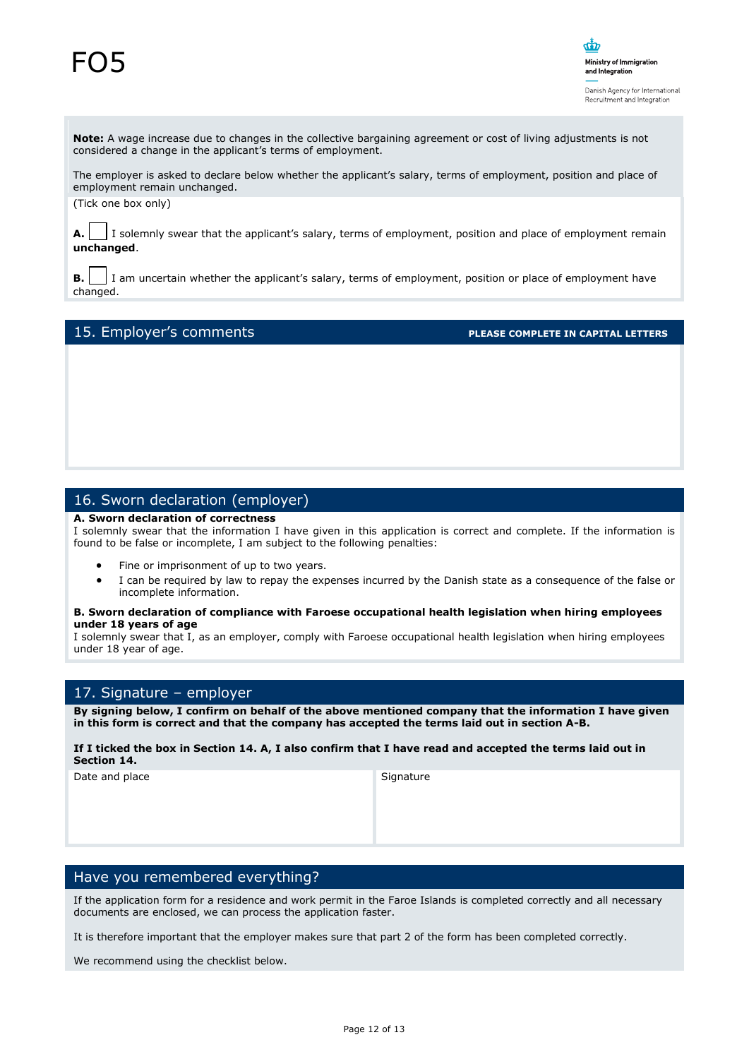FO5

**Note:** A wage increase due to changes in the collective bargaining agreement or cost of living adjustments is not considered a change in the applicant's terms of employment.

The employer is asked to declare below whether the applicant's salary, terms of employment, position and place of employment remain unchanged.

(Tick one box only)

**A.** ☐ I solemnly swear that the applicant's salary, terms of employment, position and place of employment remain **unchanged**.

**B.** ☐ I am uncertain whether the applicant's salary, terms of employment, position or place of employment have changed.

## 15. Employer's comments

**PLEASE COMPLETE IN CAPITAL LETTERS**

## 16. Sworn declaration (employer)

**A. Sworn declaration of correctness**

I solemnly swear that the information I have given in this application is correct and complete. If the information is found to be false or incomplete, I am subject to the following penalties:

- Fine or imprisonment of up to two years.
- I can be required by law to repay the expenses incurred by the Danish state as a consequence of the false or incomplete information.

**B. Sworn declaration of compliance with Faroese occupational health legislation when hiring employees under 18 years of age**

I solemnly swear that I, as an employer, comply with Faroese occupational health legislation when hiring employees under 18 year of age.

## 17. Signature – employer

**By signing below, I confirm on behalf of the above mentioned company that the information I have given in this form is correct and that the company has accepted the terms laid out in section A-B.**

**If I ticked the box in Section 14. A, I also confirm that I have read and accepted the terms laid out in Section 14.**

| Date and place | Signature |
|---|---|
| | |

## Have you remembered everything?

If the application form for a residence and work permit in the Faroe Islands is completed correctly and all necessary documents are enclosed, we can process the application faster.

It is therefore important that the employer makes sure that part 2 of the form has been completed correctly.

We recommend using the checklist below.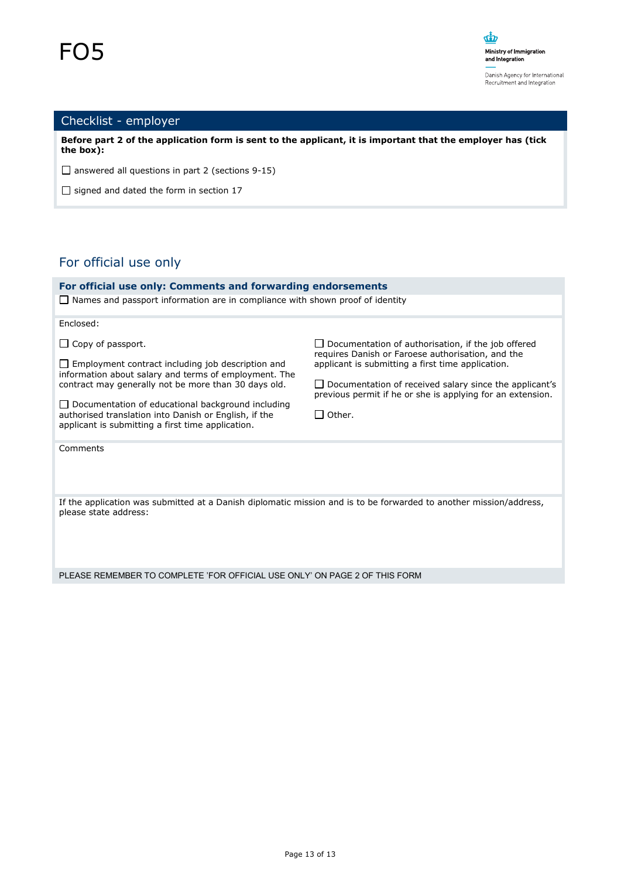# FO5

Ministry of Immigration and Integration

Danish Agency for International Recruitment and Integration

## Checklist - employer

**Before part 2 of the application form is sent to the applicant, it is important that the employer has (tick the box):**

☐ answered all questions in part 2 (sections 9-15)

☐ signed and dated the form in section 17

## For official use only

### For official use only: Comments and forwarding endorsements

☐ Names and passport information are in compliance with shown proof of identity

Enclosed:

☐ Copy of passport.

☐ Employment contract including job description and information about salary and terms of employment. The contract may generally not be more than 30 days old.

☐ Documentation of educational background including authorised translation into Danish or English, if the applicant is submitting a first time application.

☐ Documentation of authorisation, if the job offered requires Danish or Faroese authorisation, and the applicant is submitting a first time application.

☐ Documentation of received salary since the applicant's previous permit if he or she is applying for an extension.

☐ Other.

Comments

If the application was submitted at a Danish diplomatic mission and is to be forwarded to another mission/address, please state address:

PLEASE REMEMBER TO COMPLETE 'FOR OFFICIAL USE ONLY' ON PAGE 2 OF THIS FORM